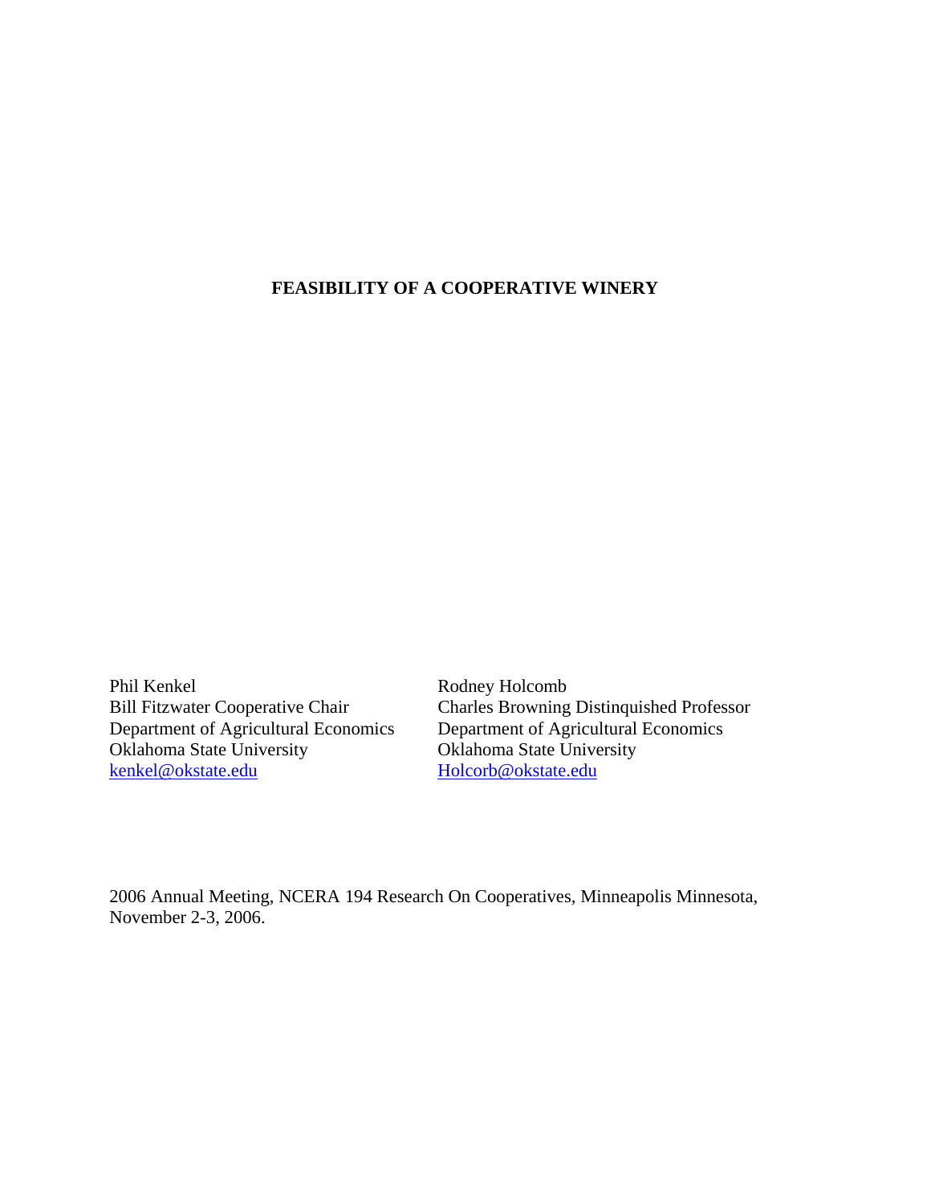# FEASIBILITY OF A COOPERATIVE WINERY

Phil Kenkel
Bill Fitzwater Cooperative Chair
Department of Agricultural Economics
Oklahoma State University
kenkel@okstate.edu

Rodney Holcomb
Charles Browning Distinquished Professor
Department of Agricultural Economics
Oklahoma State University
Holcorb@okstate.edu

2006 Annual Meeting, NCERA 194 Research On Cooperatives, Minneapolis Minnesota, November 2-3, 2006.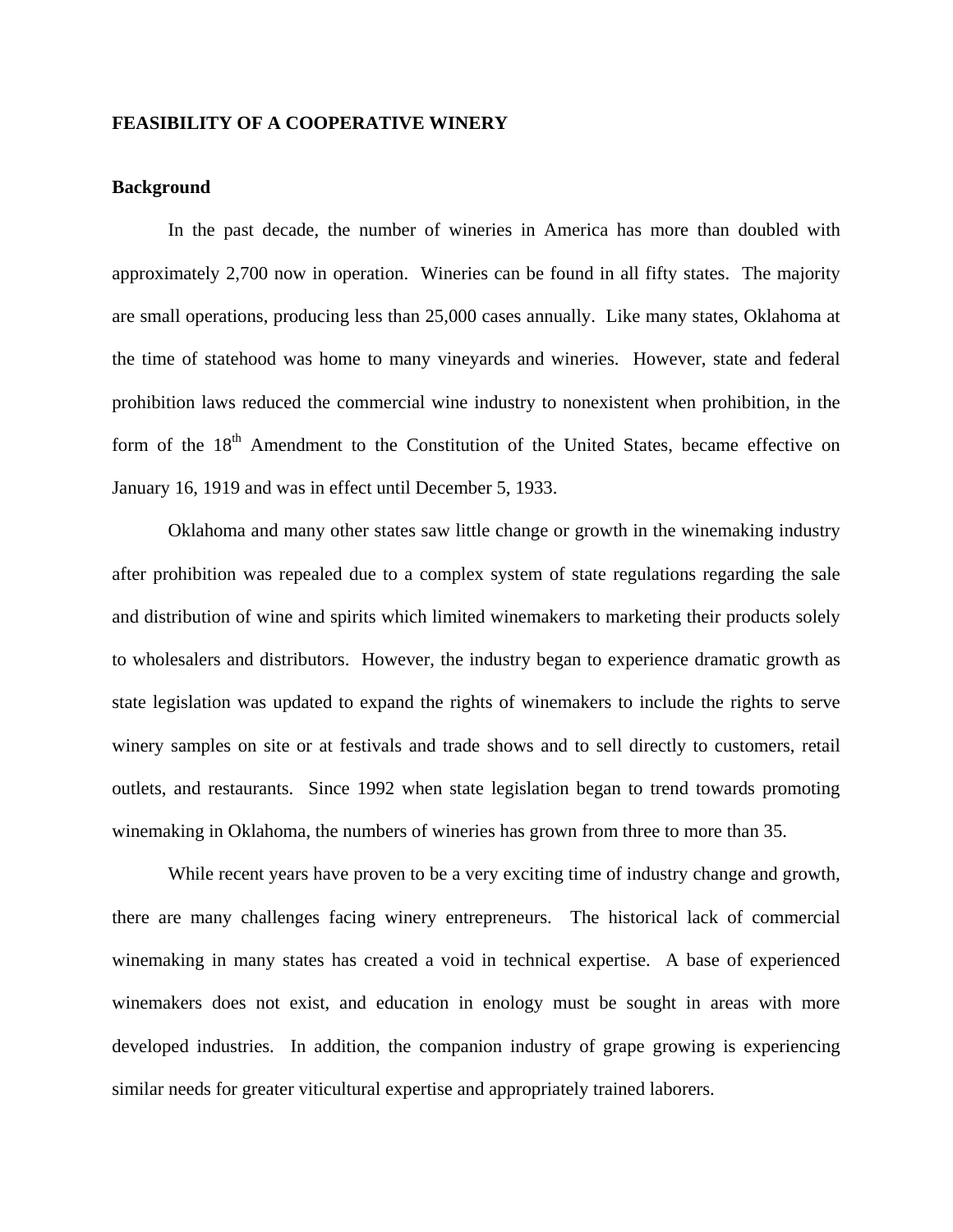# FEASIBILITY OF A COOPERATIVE WINERY

## Background

In the past decade, the number of wineries in America has more than doubled with approximately 2,700 now in operation. Wineries can be found in all fifty states. The majority are small operations, producing less than 25,000 cases annually. Like many states, Oklahoma at the time of statehood was home to many vineyards and wineries. However, state and federal prohibition laws reduced the commercial wine industry to nonexistent when prohibition, in the form of the 18th Amendment to the Constitution of the United States, became effective on January 16, 1919 and was in effect until December 5, 1933.

Oklahoma and many other states saw little change or growth in the winemaking industry after prohibition was repealed due to a complex system of state regulations regarding the sale and distribution of wine and spirits which limited winemakers to marketing their products solely to wholesalers and distributors. However, the industry began to experience dramatic growth as state legislation was updated to expand the rights of winemakers to include the rights to serve winery samples on site or at festivals and trade shows and to sell directly to customers, retail outlets, and restaurants. Since 1992 when state legislation began to trend towards promoting winemaking in Oklahoma, the numbers of wineries has grown from three to more than 35.

While recent years have proven to be a very exciting time of industry change and growth, there are many challenges facing winery entrepreneurs. The historical lack of commercial winemaking in many states has created a void in technical expertise. A base of experienced winemakers does not exist, and education in enology must be sought in areas with more developed industries. In addition, the companion industry of grape growing is experiencing similar needs for greater viticultural expertise and appropriately trained laborers.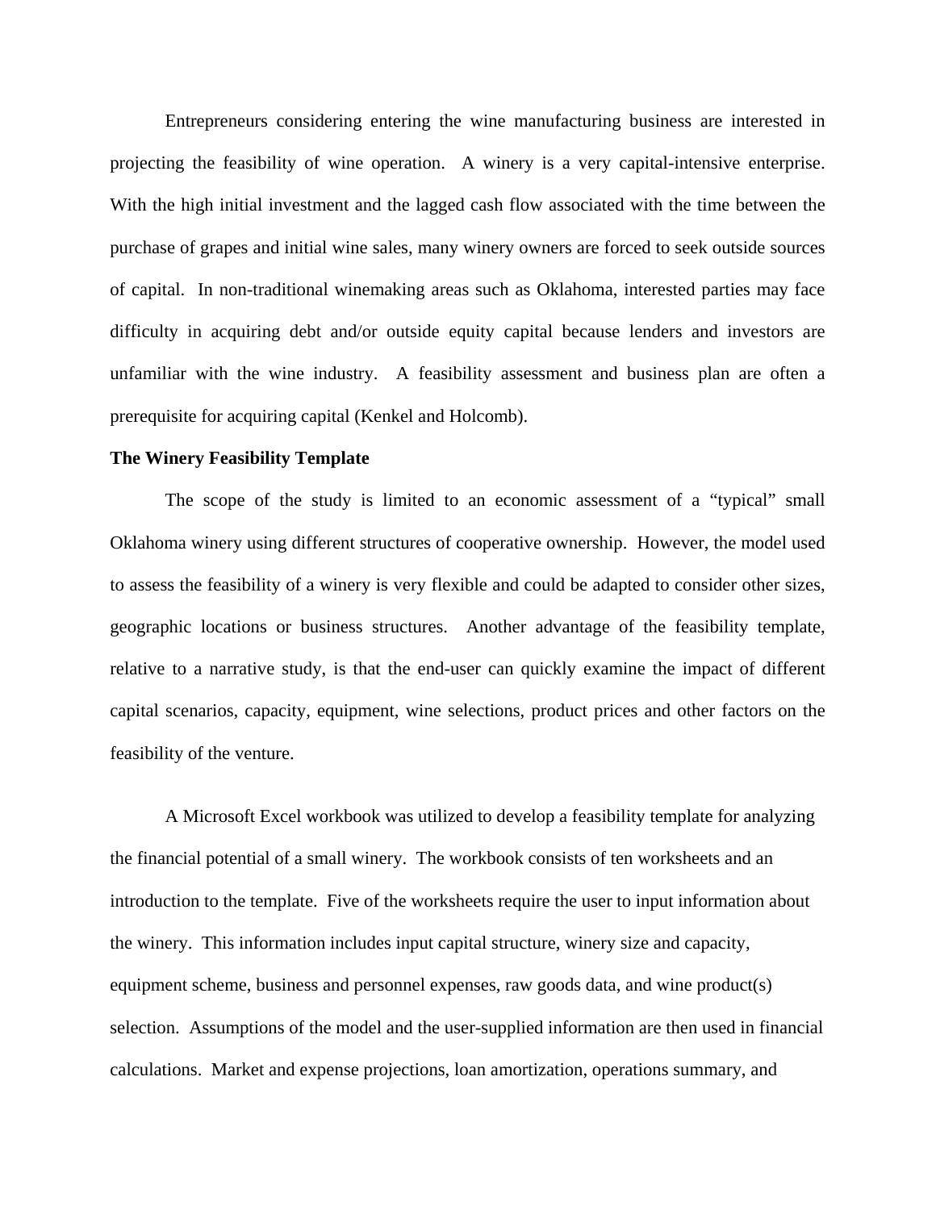Entrepreneurs considering entering the wine manufacturing business are interested in projecting the feasibility of wine operation. A winery is a very capital-intensive enterprise. With the high initial investment and the lagged cash flow associated with the time between the purchase of grapes and initial wine sales, many winery owners are forced to seek outside sources of capital. In non-traditional winemaking areas such as Oklahoma, interested parties may face difficulty in acquiring debt and/or outside equity capital because lenders and investors are unfamiliar with the wine industry. A feasibility assessment and business plan are often a prerequisite for acquiring capital (Kenkel and Holcomb).

**The Winery Feasibility Template**

The scope of the study is limited to an economic assessment of a "typical" small Oklahoma winery using different structures of cooperative ownership. However, the model used to assess the feasibility of a winery is very flexible and could be adapted to consider other sizes, geographic locations or business structures. Another advantage of the feasibility template, relative to a narrative study, is that the end-user can quickly examine the impact of different capital scenarios, capacity, equipment, wine selections, product prices and other factors on the feasibility of the venture.

A Microsoft Excel workbook was utilized to develop a feasibility template for analyzing the financial potential of a small winery. The workbook consists of ten worksheets and an introduction to the template. Five of the worksheets require the user to input information about the winery. This information includes input capital structure, winery size and capacity, equipment scheme, business and personnel expenses, raw goods data, and wine product(s) selection. Assumptions of the model and the user-supplied information are then used in financial calculations. Market and expense projections, loan amortization, operations summary, and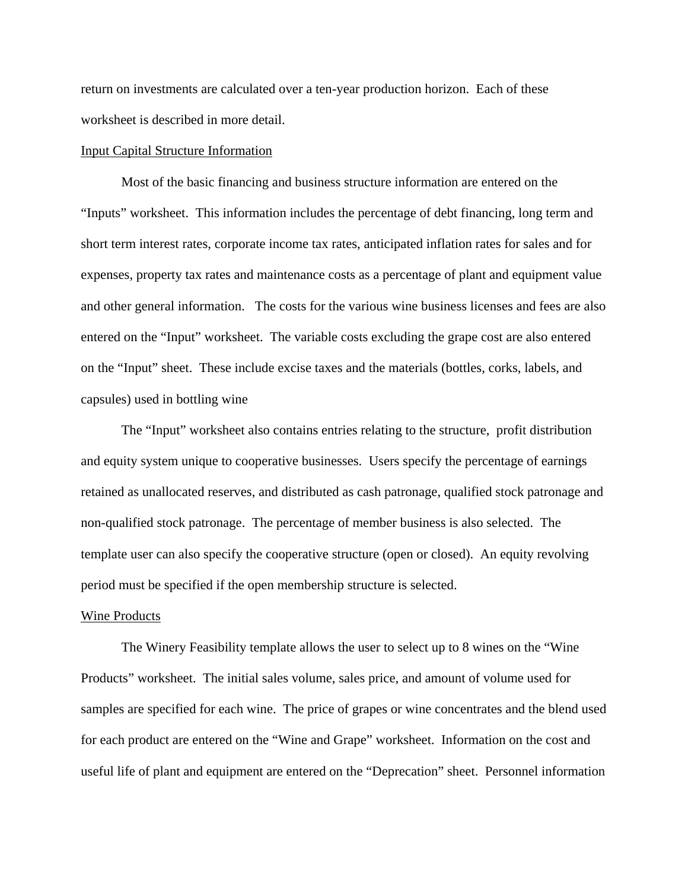return on investments are calculated over a ten-year production horizon. Each of these worksheet is described in more detail.

<u>Input Capital Structure Information</u>

Most of the basic financing and business structure information are entered on the "Inputs" worksheet. This information includes the percentage of debt financing, long term and short term interest rates, corporate income tax rates, anticipated inflation rates for sales and for expenses, property tax rates and maintenance costs as a percentage of plant and equipment value and other general information. The costs for the various wine business licenses and fees are also entered on the "Input" worksheet. The variable costs excluding the grape cost are also entered on the "Input" sheet. These include excise taxes and the materials (bottles, corks, labels, and capsules) used in bottling wine

The "Input" worksheet also contains entries relating to the structure, profit distribution and equity system unique to cooperative businesses. Users specify the percentage of earnings retained as unallocated reserves, and distributed as cash patronage, qualified stock patronage and non-qualified stock patronage. The percentage of member business is also selected. The template user can also specify the cooperative structure (open or closed). An equity revolving period must be specified if the open membership structure is selected.

<u>Wine Products</u>

The Winery Feasibility template allows the user to select up to 8 wines on the "Wine Products" worksheet. The initial sales volume, sales price, and amount of volume used for samples are specified for each wine. The price of grapes or wine concentrates and the blend used for each product are entered on the "Wine and Grape" worksheet. Information on the cost and useful life of plant and equipment are entered on the "Deprecation" sheet. Personnel information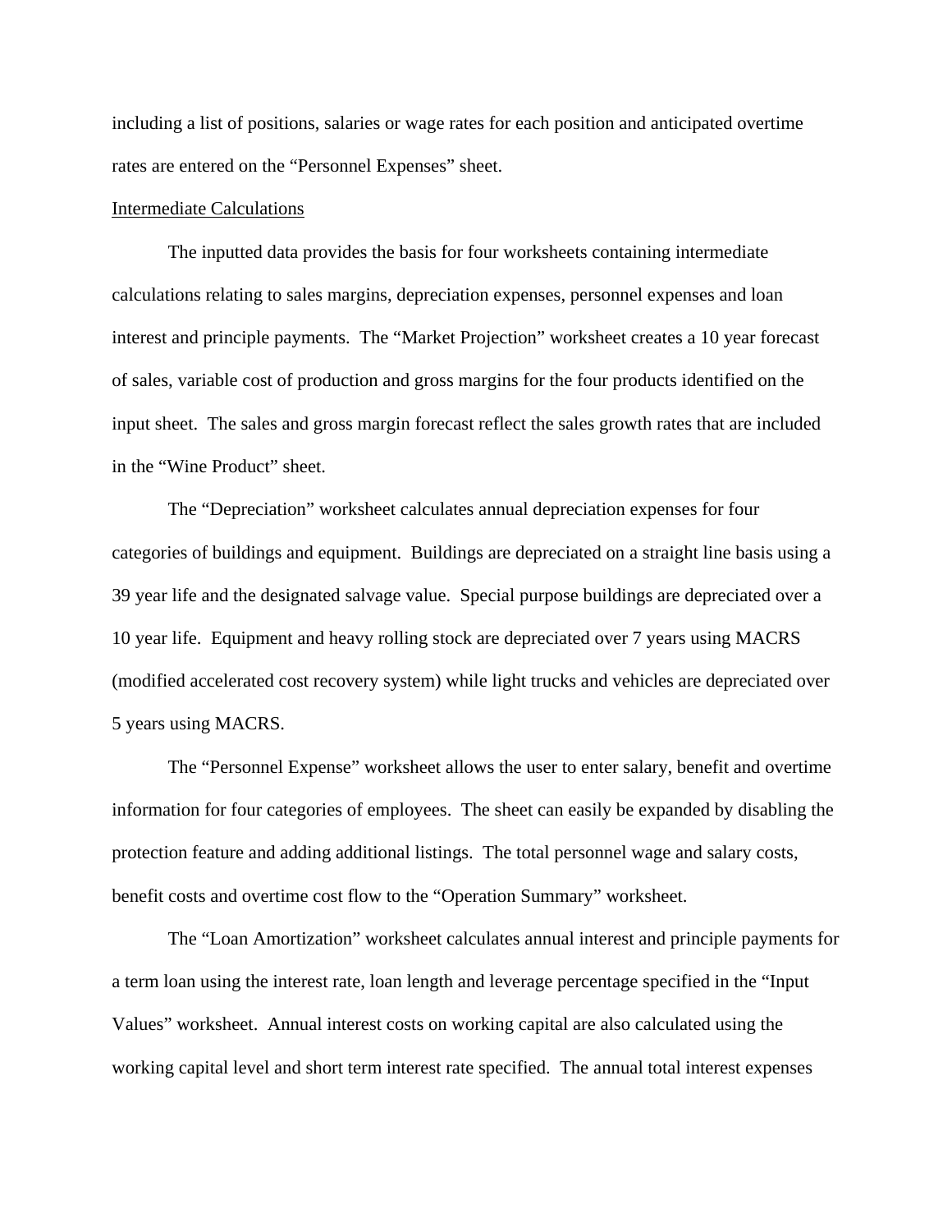including a list of positions, salaries or wage rates for each position and anticipated overtime rates are entered on the "Personnel Expenses" sheet.

<u>Intermediate Calculations</u>

The inputted data provides the basis for four worksheets containing intermediate calculations relating to sales margins, depreciation expenses, personnel expenses and loan interest and principle payments. The "Market Projection" worksheet creates a 10 year forecast of sales, variable cost of production and gross margins for the four products identified on the input sheet. The sales and gross margin forecast reflect the sales growth rates that are included in the "Wine Product" sheet.

The "Depreciation" worksheet calculates annual depreciation expenses for four categories of buildings and equipment. Buildings are depreciated on a straight line basis using a 39 year life and the designated salvage value. Special purpose buildings are depreciated over a 10 year life. Equipment and heavy rolling stock are depreciated over 7 years using MACRS (modified accelerated cost recovery system) while light trucks and vehicles are depreciated over 5 years using MACRS.

The "Personnel Expense" worksheet allows the user to enter salary, benefit and overtime information for four categories of employees. The sheet can easily be expanded by disabling the protection feature and adding additional listings. The total personnel wage and salary costs, benefit costs and overtime cost flow to the "Operation Summary" worksheet.

The "Loan Amortization" worksheet calculates annual interest and principle payments for a term loan using the interest rate, loan length and leverage percentage specified in the "Input Values" worksheet. Annual interest costs on working capital are also calculated using the working capital level and short term interest rate specified. The annual total interest expenses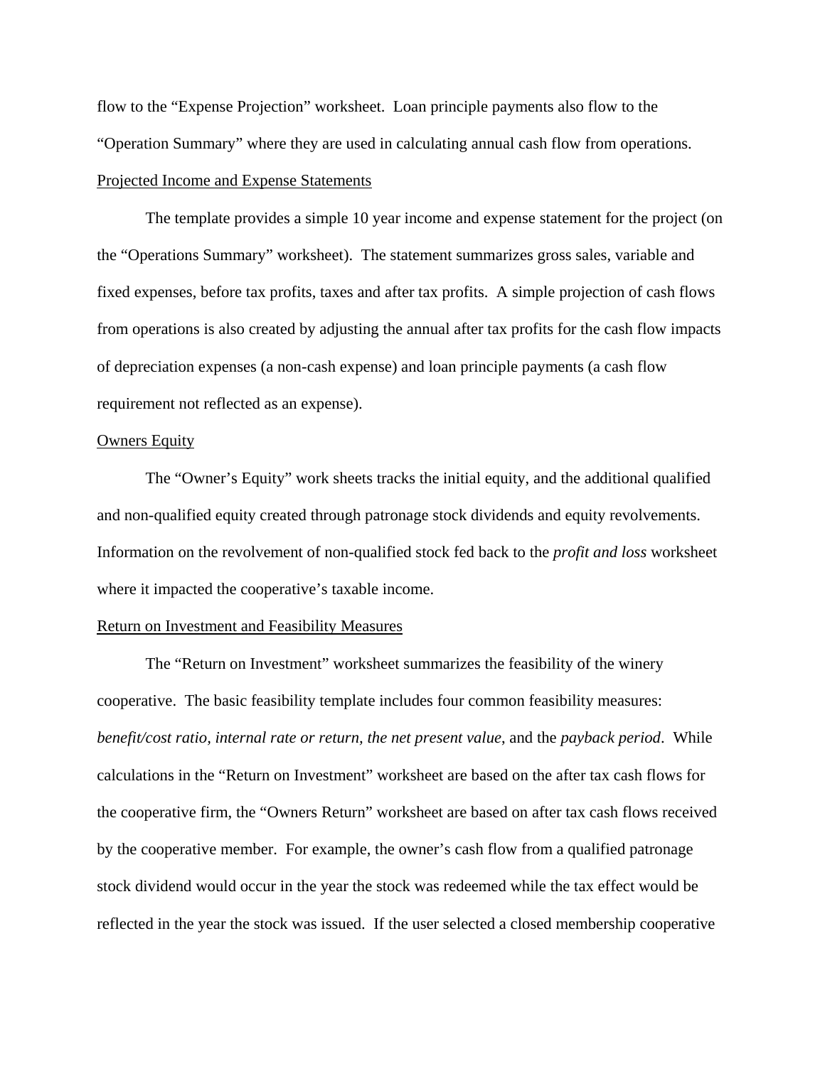flow to the "Expense Projection" worksheet. Loan principle payments also flow to the "Operation Summary" where they are used in calculating annual cash flow from operations.

Projected Income and Expense Statements

The template provides a simple 10 year income and expense statement for the project (on the "Operations Summary" worksheet). The statement summarizes gross sales, variable and fixed expenses, before tax profits, taxes and after tax profits. A simple projection of cash flows from operations is also created by adjusting the annual after tax profits for the cash flow impacts of depreciation expenses (a non-cash expense) and loan principle payments (a cash flow requirement not reflected as an expense).

Owners Equity

The "Owner's Equity" work sheets tracks the initial equity, and the additional qualified and non-qualified equity created through patronage stock dividends and equity revolvements. Information on the revolvement of non-qualified stock fed back to the *profit and loss* worksheet where it impacted the cooperative's taxable income.

Return on Investment and Feasibility Measures

The "Return on Investment" worksheet summarizes the feasibility of the winery cooperative. The basic feasibility template includes four common feasibility measures: *benefit/cost ratio, internal rate or return, the net present value*, and the *payback period*. While calculations in the "Return on Investment" worksheet are based on the after tax cash flows for the cooperative firm, the "Owners Return" worksheet are based on after tax cash flows received by the cooperative member. For example, the owner's cash flow from a qualified patronage stock dividend would occur in the year the stock was redeemed while the tax effect would be reflected in the year the stock was issued. If the user selected a closed membership cooperative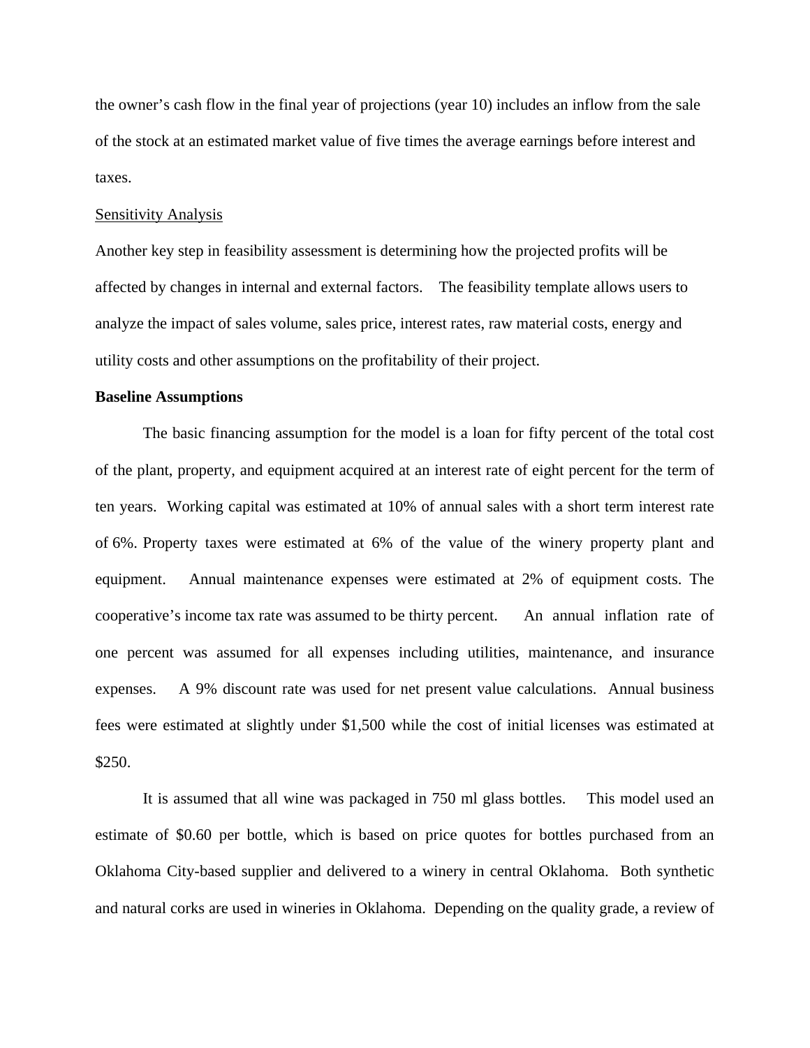the owner's cash flow in the final year of projections (year 10) includes an inflow from the sale of the stock at an estimated market value of five times the average earnings before interest and taxes.

<u>Sensitivity Analysis</u>

Another key step in feasibility assessment is determining how the projected profits will be affected by changes in internal and external factors. The feasibility template allows users to analyze the impact of sales volume, sales price, interest rates, raw material costs, energy and utility costs and other assumptions on the profitability of their project.

**Baseline Assumptions**

The basic financing assumption for the model is a loan for fifty percent of the total cost of the plant, property, and equipment acquired at an interest rate of eight percent for the term of ten years. Working capital was estimated at 10% of annual sales with a short term interest rate of 6%. Property taxes were estimated at 6% of the value of the winery property plant and equipment. Annual maintenance expenses were estimated at 2% of equipment costs. The cooperative's income tax rate was assumed to be thirty percent. An annual inflation rate of one percent was assumed for all expenses including utilities, maintenance, and insurance expenses. A 9% discount rate was used for net present value calculations. Annual business fees were estimated at slightly under $1,500 while the cost of initial licenses was estimated at $250.

It is assumed that all wine was packaged in 750 ml glass bottles. This model used an estimate of $0.60 per bottle, which is based on price quotes for bottles purchased from an Oklahoma City-based supplier and delivered to a winery in central Oklahoma. Both synthetic and natural corks are used in wineries in Oklahoma. Depending on the quality grade, a review of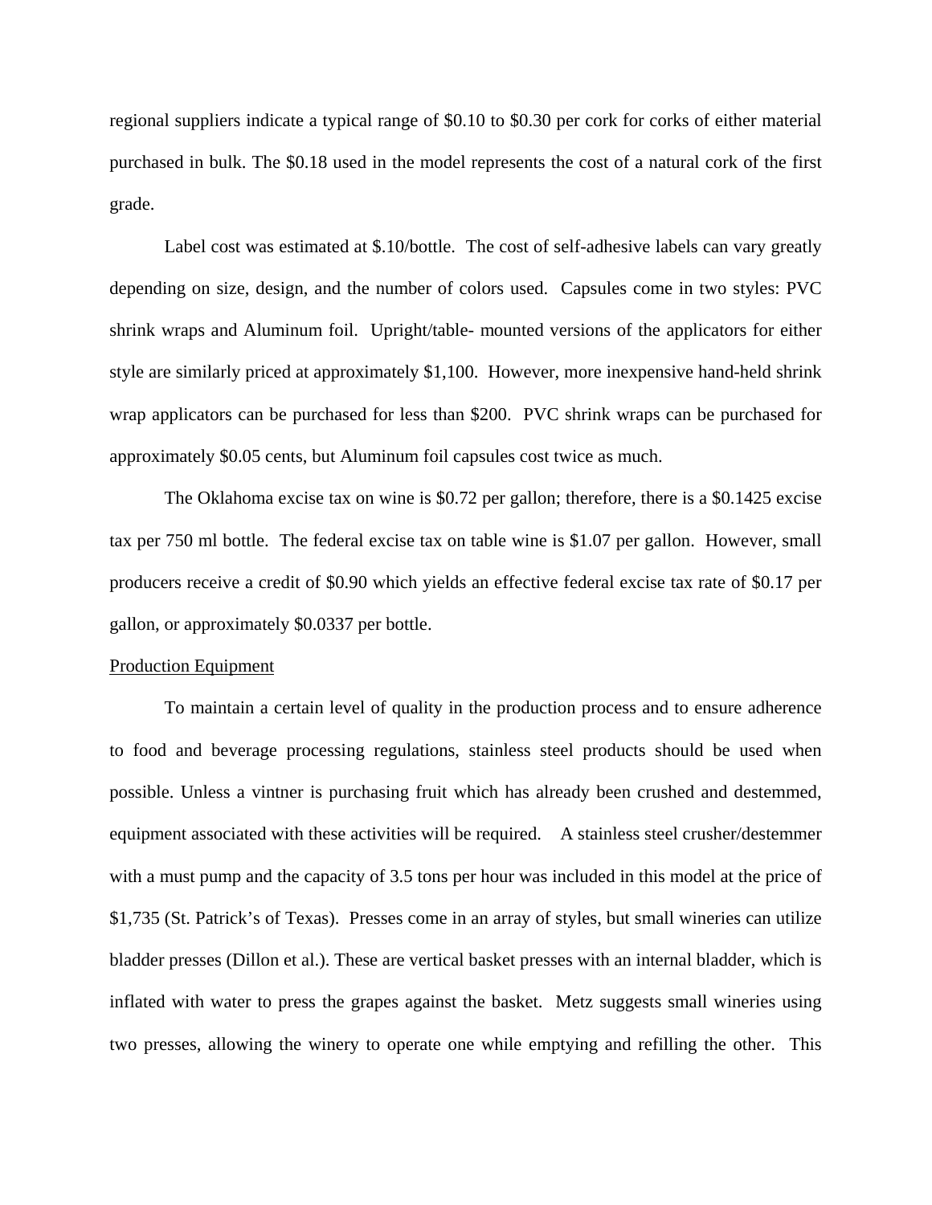regional suppliers indicate a typical range of $0.10 to $0.30 per cork for corks of either material purchased in bulk. The $0.18 used in the model represents the cost of a natural cork of the first grade.

Label cost was estimated at $.10/bottle. The cost of self-adhesive labels can vary greatly depending on size, design, and the number of colors used. Capsules come in two styles: PVC shrink wraps and Aluminum foil. Upright/table- mounted versions of the applicators for either style are similarly priced at approximately $1,100. However, more inexpensive hand-held shrink wrap applicators can be purchased for less than $200. PVC shrink wraps can be purchased for approximately $0.05 cents, but Aluminum foil capsules cost twice as much.

The Oklahoma excise tax on wine is $0.72 per gallon; therefore, there is a $0.1425 excise tax per 750 ml bottle. The federal excise tax on table wine is $1.07 per gallon. However, small producers receive a credit of $0.90 which yields an effective federal excise tax rate of $0.17 per gallon, or approximately $0.0337 per bottle.

<u>Production Equipment</u>

To maintain a certain level of quality in the production process and to ensure adherence to food and beverage processing regulations, stainless steel products should be used when possible. Unless a vintner is purchasing fruit which has already been crushed and destemmed, equipment associated with these activities will be required. A stainless steel crusher/destemmer with a must pump and the capacity of 3.5 tons per hour was included in this model at the price of $1,735 (St. Patrick's of Texas). Presses come in an array of styles, but small wineries can utilize bladder presses (Dillon et al.). These are vertical basket presses with an internal bladder, which is inflated with water to press the grapes against the basket. Metz suggests small wineries using two presses, allowing the winery to operate one while emptying and refilling the other. This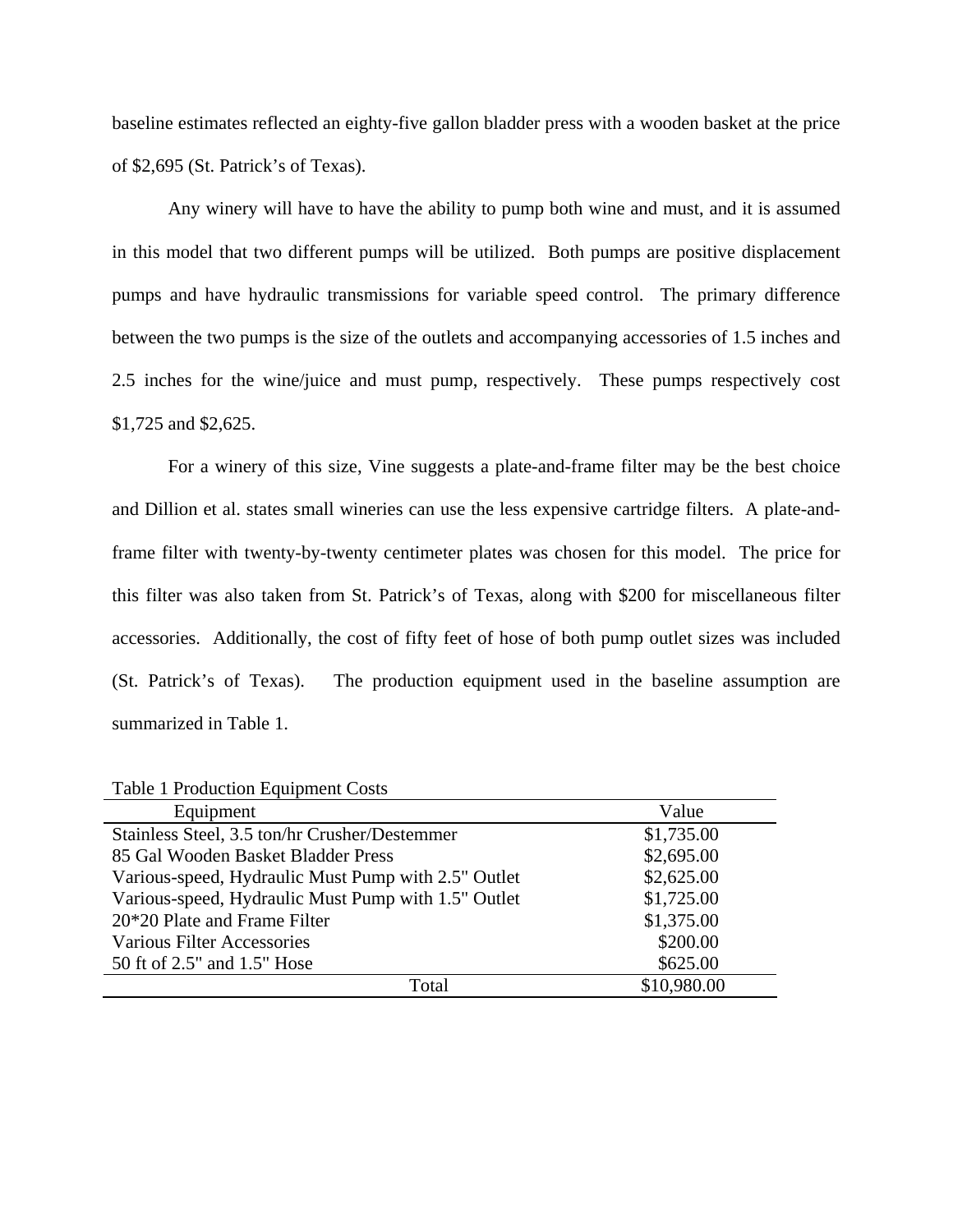baseline estimates reflected an eighty-five gallon bladder press with a wooden basket at the price of $2,695 (St. Patrick's of Texas).

Any winery will have to have the ability to pump both wine and must, and it is assumed in this model that two different pumps will be utilized. Both pumps are positive displacement pumps and have hydraulic transmissions for variable speed control. The primary difference between the two pumps is the size of the outlets and accompanying accessories of 1.5 inches and 2.5 inches for the wine/juice and must pump, respectively. These pumps respectively cost $1,725 and $2,625.

For a winery of this size, Vine suggests a plate-and-frame filter may be the best choice and Dillion et al. states small wineries can use the less expensive cartridge filters. A plate-and-frame filter with twenty-by-twenty centimeter plates was chosen for this model. The price for this filter was also taken from St. Patrick's of Texas, along with $200 for miscellaneous filter accessories. Additionally, the cost of fifty feet of hose of both pump outlet sizes was included (St. Patrick's of Texas). The production equipment used in the baseline assumption are summarized in Table 1.

Table 1 Production Equipment Costs

| Equipment | Value |
|---|---|
| Stainless Steel, 3.5 ton/hr Crusher/Destemmer | $1,735.00 |
| 85 Gal Wooden Basket Bladder Press | $2,695.00 |
| Various-speed, Hydraulic Must Pump with 2.5" Outlet | $2,625.00 |
| Various-speed, Hydraulic Must Pump with 1.5" Outlet | $1,725.00 |
| 20*20 Plate and Frame Filter | $1,375.00 |
| Various Filter Accessories | $200.00 |
| 50 ft of 2.5" and 1.5" Hose | $625.00 |
| Total | $10,980.00 |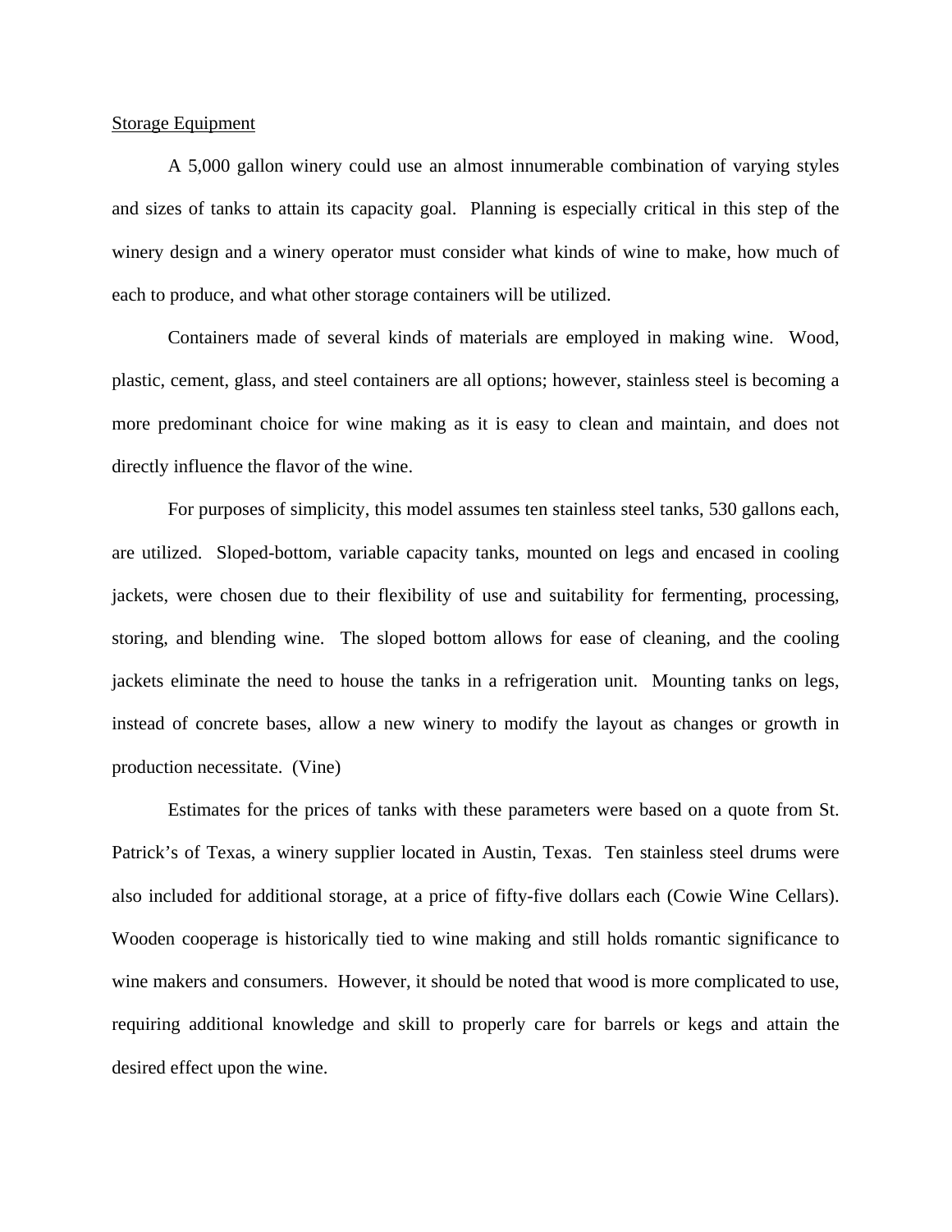Storage Equipment

A 5,000 gallon winery could use an almost innumerable combination of varying styles and sizes of tanks to attain its capacity goal. Planning is especially critical in this step of the winery design and a winery operator must consider what kinds of wine to make, how much of each to produce, and what other storage containers will be utilized.

Containers made of several kinds of materials are employed in making wine. Wood, plastic, cement, glass, and steel containers are all options; however, stainless steel is becoming a more predominant choice for wine making as it is easy to clean and maintain, and does not directly influence the flavor of the wine.

For purposes of simplicity, this model assumes ten stainless steel tanks, 530 gallons each, are utilized. Sloped-bottom, variable capacity tanks, mounted on legs and encased in cooling jackets, were chosen due to their flexibility of use and suitability for fermenting, processing, storing, and blending wine. The sloped bottom allows for ease of cleaning, and the cooling jackets eliminate the need to house the tanks in a refrigeration unit. Mounting tanks on legs, instead of concrete bases, allow a new winery to modify the layout as changes or growth in production necessitate. (Vine)

Estimates for the prices of tanks with these parameters were based on a quote from St. Patrick's of Texas, a winery supplier located in Austin, Texas. Ten stainless steel drums were also included for additional storage, at a price of fifty-five dollars each (Cowie Wine Cellars). Wooden cooperage is historically tied to wine making and still holds romantic significance to wine makers and consumers. However, it should be noted that wood is more complicated to use, requiring additional knowledge and skill to properly care for barrels or kegs and attain the desired effect upon the wine.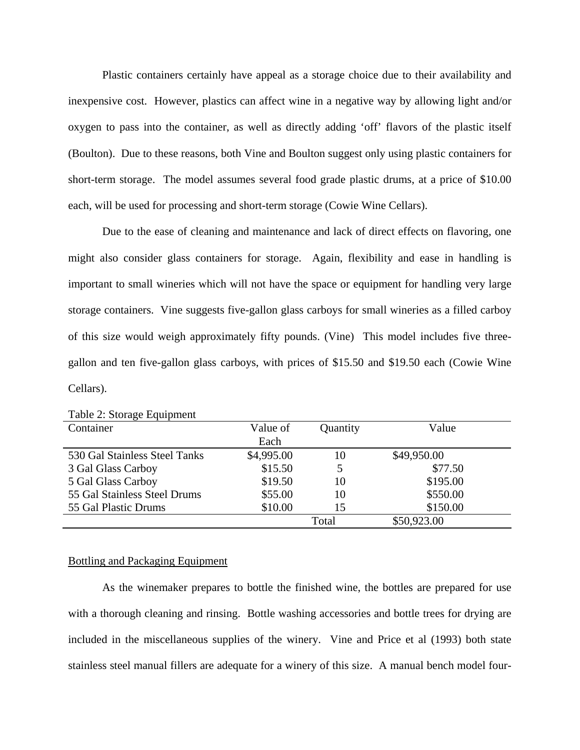Plastic containers certainly have appeal as a storage choice due to their availability and inexpensive cost. However, plastics can affect wine in a negative way by allowing light and/or oxygen to pass into the container, as well as directly adding 'off' flavors of the plastic itself (Boulton). Due to these reasons, both Vine and Boulton suggest only using plastic containers for short-term storage. The model assumes several food grade plastic drums, at a price of $10.00 each, will be used for processing and short-term storage (Cowie Wine Cellars).

Due to the ease of cleaning and maintenance and lack of direct effects on flavoring, one might also consider glass containers for storage. Again, flexibility and ease in handling is important to small wineries which will not have the space or equipment for handling very large storage containers. Vine suggests five-gallon glass carboys for small wineries as a filled carboy of this size would weigh approximately fifty pounds. (Vine) This model includes five three-gallon and ten five-gallon glass carboys, with prices of $15.50 and $19.50 each (Cowie Wine Cellars).

Table 2: Storage Equipment

| Container | Value of Each | Quantity | Value |
|---|---|---|---|
| 530 Gal Stainless Steel Tanks | $4,995.00 | 10 | $49,950.00 |
| 3 Gal Glass Carboy | $15.50 | 5 | $77.50 |
| 5 Gal Glass Carboy | $19.50 | 10 | $195.00 |
| 55 Gal Stainless Steel Drums | $55.00 | 10 | $550.00 |
| 55 Gal Plastic Drums | $10.00 | 15 | $150.00 |
| | | Total | $50,923.00 |

<u>Bottling and Packaging Equipment</u>

As the winemaker prepares to bottle the finished wine, the bottles are prepared for use with a thorough cleaning and rinsing. Bottle washing accessories and bottle trees for drying are included in the miscellaneous supplies of the winery. Vine and Price et al (1993) both state stainless steel manual fillers are adequate for a winery of this size. A manual bench model four-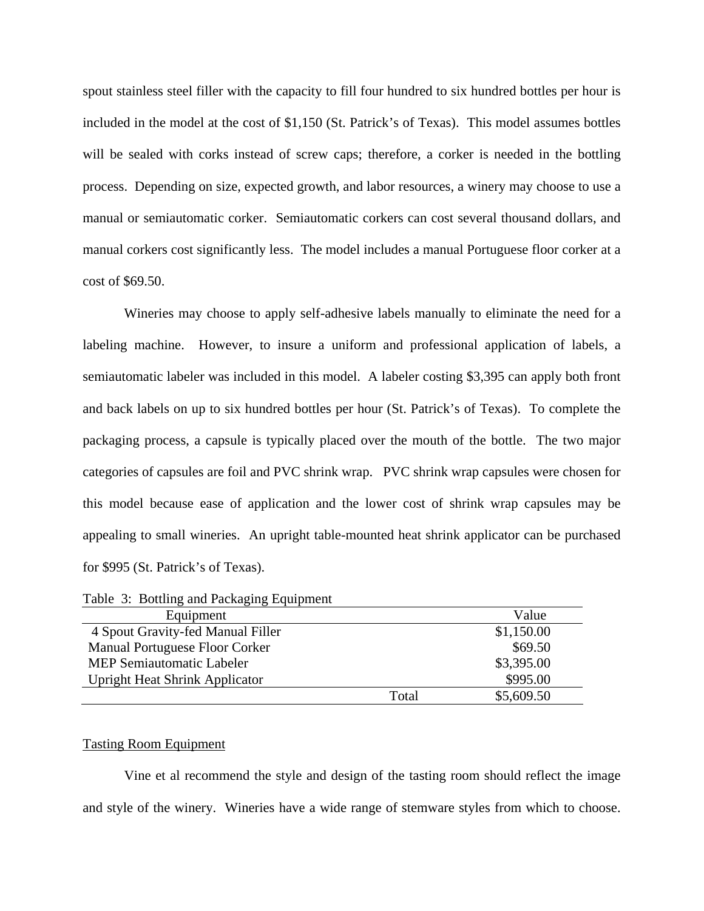spout stainless steel filler with the capacity to fill four hundred to six hundred bottles per hour is included in the model at the cost of $1,150 (St. Patrick's of Texas). This model assumes bottles will be sealed with corks instead of screw caps; therefore, a corker is needed in the bottling process. Depending on size, expected growth, and labor resources, a winery may choose to use a manual or semiautomatic corker. Semiautomatic corkers can cost several thousand dollars, and manual corkers cost significantly less. The model includes a manual Portuguese floor corker at a cost of $69.50.

Wineries may choose to apply self-adhesive labels manually to eliminate the need for a labeling machine. However, to insure a uniform and professional application of labels, a semiautomatic labeler was included in this model. A labeler costing $3,395 can apply both front and back labels on up to six hundred bottles per hour (St. Patrick's of Texas). To complete the packaging process, a capsule is typically placed over the mouth of the bottle. The two major categories of capsules are foil and PVC shrink wrap. PVC shrink wrap capsules were chosen for this model because ease of application and the lower cost of shrink wrap capsules may be appealing to small wineries. An upright table-mounted heat shrink applicator can be purchased for $995 (St. Patrick's of Texas).

Table 3: Bottling and Packaging Equipment

| Equipment | | Value |
|---|---|---|
| 4 Spout Gravity-fed Manual Filler | | $1,150.00 |
| Manual Portuguese Floor Corker | | $69.50 |
| MEP Semiautomatic Labeler | | $3,395.00 |
| Upright Heat Shrink Applicator | | $995.00 |
| | Total | $5,609.50 |

Tasting Room Equipment

Vine et al recommend the style and design of the tasting room should reflect the image and style of the winery. Wineries have a wide range of stemware styles from which to choose.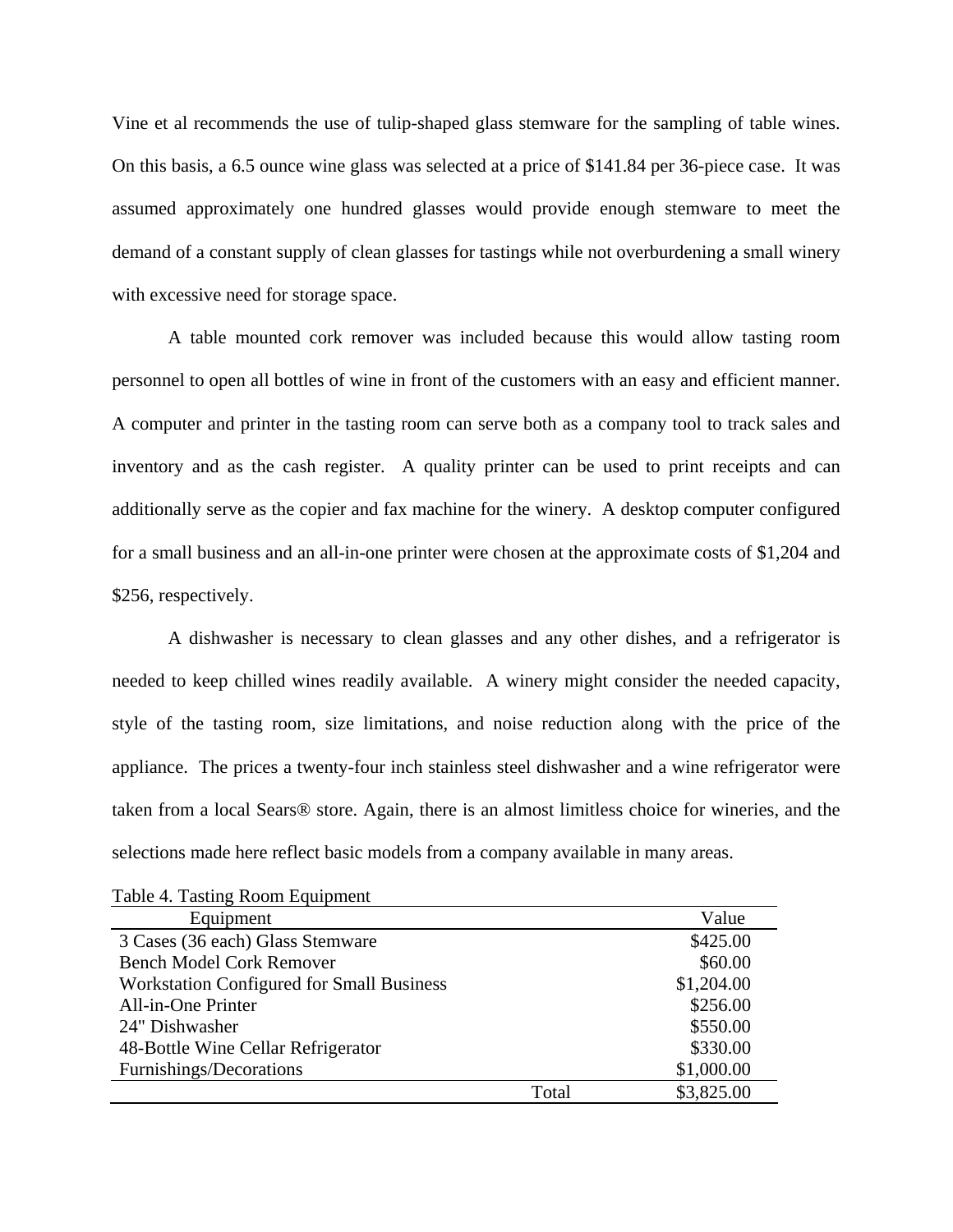Vine et al recommends the use of tulip-shaped glass stemware for the sampling of table wines. On this basis, a 6.5 ounce wine glass was selected at a price of $141.84 per 36-piece case. It was assumed approximately one hundred glasses would provide enough stemware to meet the demand of a constant supply of clean glasses for tastings while not overburdening a small winery with excessive need for storage space.

A table mounted cork remover was included because this would allow tasting room personnel to open all bottles of wine in front of the customers with an easy and efficient manner. A computer and printer in the tasting room can serve both as a company tool to track sales and inventory and as the cash register. A quality printer can be used to print receipts and can additionally serve as the copier and fax machine for the winery. A desktop computer configured for a small business and an all-in-one printer were chosen at the approximate costs of $1,204 and $256, respectively.

A dishwasher is necessary to clean glasses and any other dishes, and a refrigerator is needed to keep chilled wines readily available. A winery might consider the needed capacity, style of the tasting room, size limitations, and noise reduction along with the price of the appliance. The prices a twenty-four inch stainless steel dishwasher and a wine refrigerator were taken from a local Sears® store. Again, there is an almost limitless choice for wineries, and the selections made here reflect basic models from a company available in many areas.

Table 4. Tasting Room Equipment

| Equipment | | Value |
|---|---|---|
| 3 Cases (36 each) Glass Stemware | | $425.00 |
| Bench Model Cork Remover | | $60.00 |
| Workstation Configured for Small Business | | $1,204.00 |
| All-in-One Printer | | $256.00 |
| 24" Dishwasher | | $550.00 |
| 48-Bottle Wine Cellar Refrigerator | | $330.00 |
| Furnishings/Decorations | | $1,000.00 |
| | Total | $3,825.00 |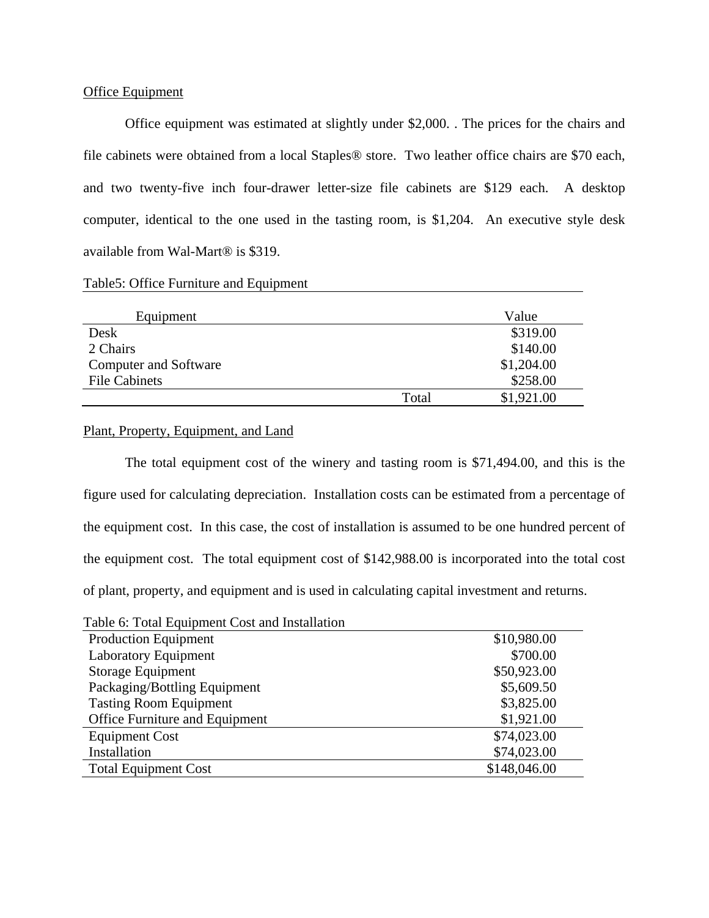Office Equipment

Office equipment was estimated at slightly under $2,000. . The prices for the chairs and file cabinets were obtained from a local Staples® store. Two leather office chairs are $70 each, and two twenty-five inch four-drawer letter-size file cabinets are $129 each. A desktop computer, identical to the one used in the tasting room, is $1,204. An executive style desk available from Wal-Mart® is $319.

Table5: Office Furniture and Equipment

| Equipment | | Value |
|---|---|---|
| Desk | | $319.00 |
| 2 Chairs | | $140.00 |
| Computer and Software | | $1,204.00 |
| File Cabinets | | $258.00 |
| | Total | $1,921.00 |

Plant, Property, Equipment, and Land

The total equipment cost of the winery and tasting room is $71,494.00, and this is the figure used for calculating depreciation. Installation costs can be estimated from a percentage of the equipment cost. In this case, the cost of installation is assumed to be one hundred percent of the equipment cost. The total equipment cost of $142,988.00 is incorporated into the total cost of plant, property, and equipment and is used in calculating capital investment and returns.

Table 6: Total Equipment Cost and Installation

| Item | Cost |
|---|---|
| Production Equipment | $10,980.00 |
| Laboratory Equipment | $700.00 |
| Storage Equipment | $50,923.00 |
| Packaging/Bottling Equipment | $5,609.50 |
| Tasting Room Equipment | $3,825.00 |
| Office Furniture and Equipment | $1,921.00 |
| Equipment Cost | $74,023.00 |
| Installation | $74,023.00 |
| Total Equipment Cost | $148,046.00 |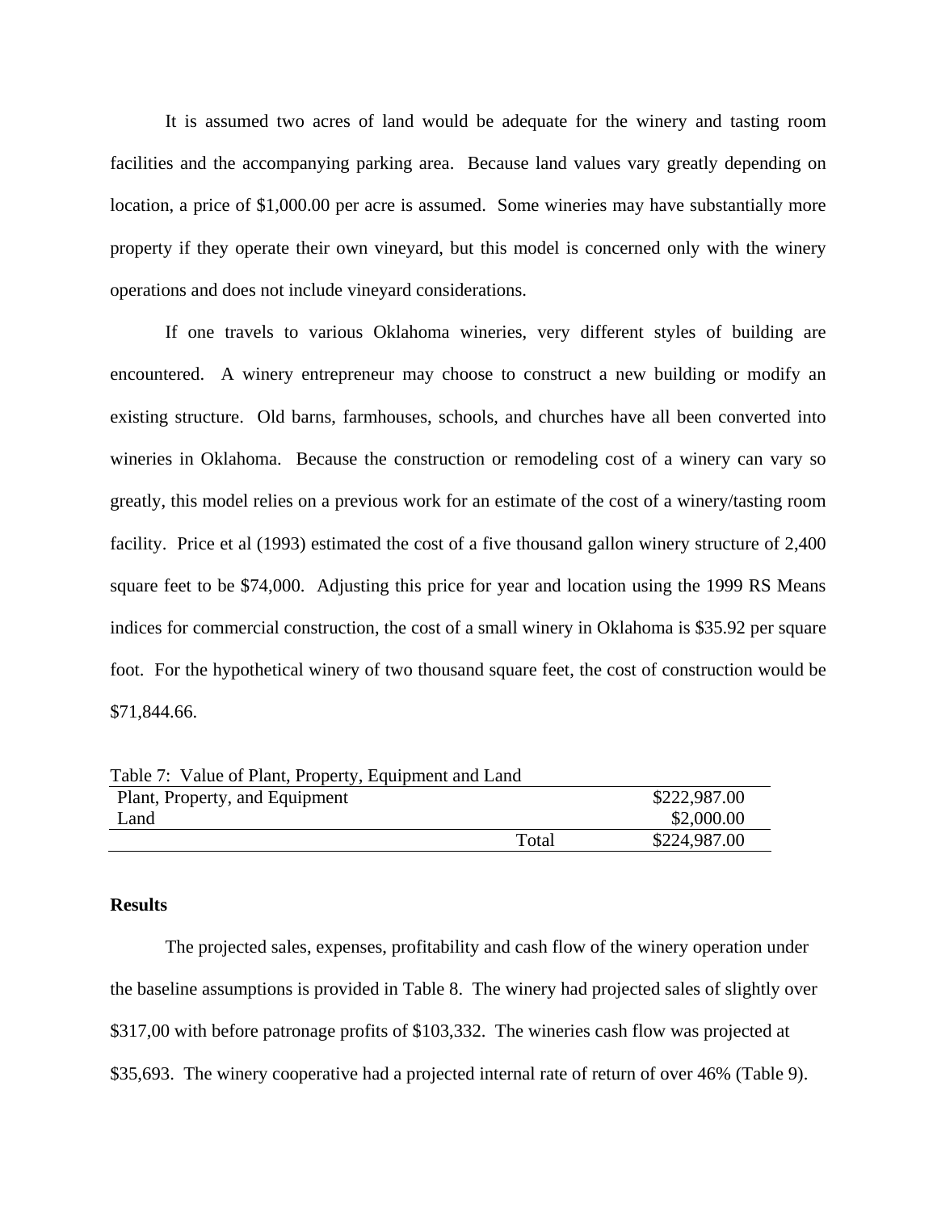It is assumed two acres of land would be adequate for the winery and tasting room facilities and the accompanying parking area. Because land values vary greatly depending on location, a price of $1,000.00 per acre is assumed. Some wineries may have substantially more property if they operate their own vineyard, but this model is concerned only with the winery operations and does not include vineyard considerations.

If one travels to various Oklahoma wineries, very different styles of building are encountered. A winery entrepreneur may choose to construct a new building or modify an existing structure. Old barns, farmhouses, schools, and churches have all been converted into wineries in Oklahoma. Because the construction or remodeling cost of a winery can vary so greatly, this model relies on a previous work for an estimate of the cost of a winery/tasting room facility. Price et al (1993) estimated the cost of a five thousand gallon winery structure of 2,400 square feet to be $74,000. Adjusting this price for year and location using the 1999 RS Means indices for commercial construction, the cost of a small winery in Oklahoma is $35.92 per square foot. For the hypothetical winery of two thousand square feet, the cost of construction would be $71,844.66.

Table 7: Value of Plant, Property, Equipment and Land

| | | |
|---|---|---|
| Plant, Property, and Equipment | | $222,987.00 |
| Land | | $2,000.00 |
| | Total | $224,987.00 |

**Results**

The projected sales, expenses, profitability and cash flow of the winery operation under the baseline assumptions is provided in Table 8. The winery had projected sales of slightly over $317,00 with before patronage profits of $103,332. The wineries cash flow was projected at $35,693. The winery cooperative had a projected internal rate of return of over 46% (Table 9).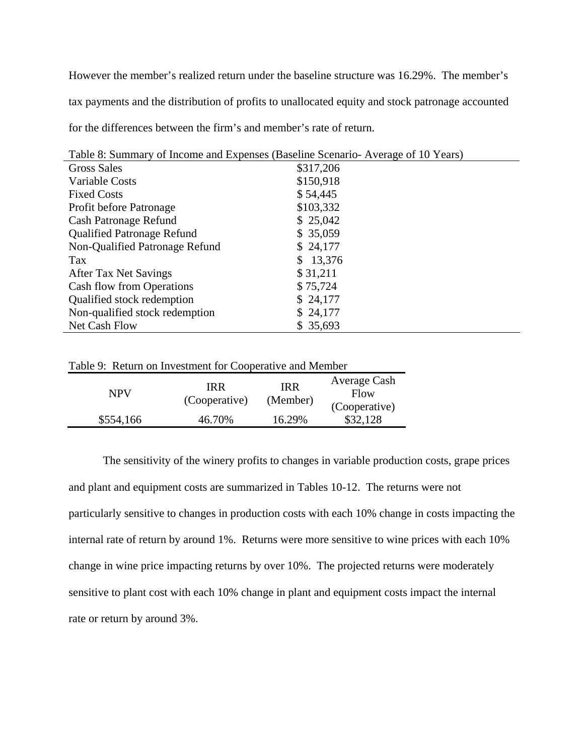However the member's realized return under the baseline structure was 16.29%. The member's tax payments and the distribution of profits to unallocated equity and stock patronage accounted for the differences between the firm's and member's rate of return.

Table 8: Summary of Income and Expenses (Baseline Scenario- Average of 10 Years)

| | |
|---|---|
| Gross Sales | $317,206 |
| Variable Costs | $150,918 |
| Fixed Costs | $ 54,445 |
| Profit before Patronage | $103,332 |
| Cash Patronage Refund | $ 25,042 |
| Qualified Patronage Refund | $ 35,059 |
| Non-Qualified Patronage Refund | $ 24,177 |
| Tax | $ 13,376 |
| After Tax Net Savings | $ 31,211 |
| Cash flow from Operations | $ 75,724 |
| Qualified stock redemption | $ 24,177 |
| Non-qualified stock redemption | $ 24,177 |
| Net Cash Flow | $ 35,693 |

Table 9: Return on Investment for Cooperative and Member

| NPV | IRR (Cooperative) | IRR (Member) | Average Cash Flow (Cooperative) |
|---|---|---|---|
| $554,166 | 46.70% | 16.29% | $32,128 |

The sensitivity of the winery profits to changes in variable production costs, grape prices and plant and equipment costs are summarized in Tables 10-12. The returns were not particularly sensitive to changes in production costs with each 10% change in costs impacting the internal rate of return by around 1%. Returns were more sensitive to wine prices with each 10% change in wine price impacting returns by over 10%. The projected returns were moderately sensitive to plant cost with each 10% change in plant and equipment costs impact the internal rate or return by around 3%.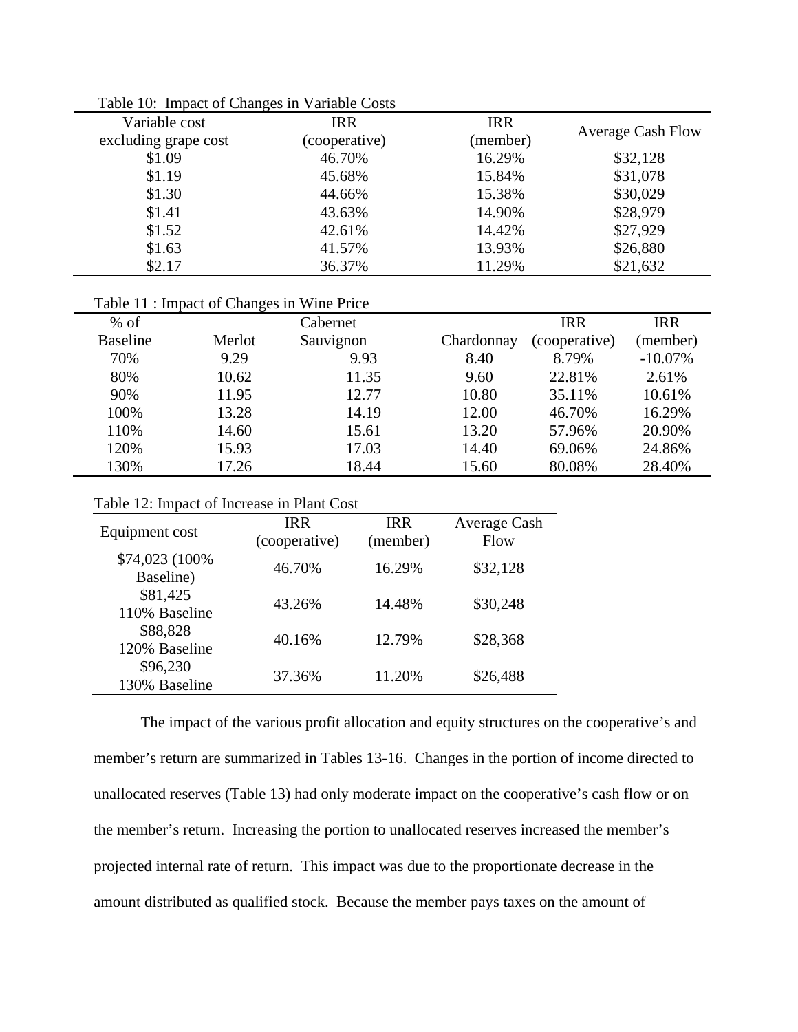Table 10: Impact of Changes in Variable Costs

| Variable cost excluding grape cost | IRR (cooperative) | IRR (member) | Average Cash Flow |
|---|---|---|---|
| $1.09 | 46.70% | 16.29% | $32,128 |
| $1.19 | 45.68% | 15.84% | $31,078 |
| $1.30 | 44.66% | 15.38% | $30,029 |
| $1.41 | 43.63% | 14.90% | $28,979 |
| $1.52 | 42.61% | 14.42% | $27,929 |
| $1.63 | 41.57% | 13.93% | $26,880 |
| $2.17 | 36.37% | 11.29% | $21,632 |

Table 11 : Impact of Changes in Wine Price

| % of Baseline | Merlot | Cabernet Sauvignon | Chardonnay | IRR (cooperative) | IRR (member) |
|---|---|---|---|---|---|
| 70% | 9.29 | 9.93 | 8.40 | 8.79% | -10.07% |
| 80% | 10.62 | 11.35 | 9.60 | 22.81% | 2.61% |
| 90% | 11.95 | 12.77 | 10.80 | 35.11% | 10.61% |
| 100% | 13.28 | 14.19 | 12.00 | 46.70% | 16.29% |
| 110% | 14.60 | 15.61 | 13.20 | 57.96% | 20.90% |
| 120% | 15.93 | 17.03 | 14.40 | 69.06% | 24.86% |
| 130% | 17.26 | 18.44 | 15.60 | 80.08% | 28.40% |

Table 12: Impact of Increase in Plant Cost

| Equipment cost | IRR (cooperative) | IRR (member) | Average Cash Flow |
|---|---|---|---|
| $74,023 (100% Baseline) | 46.70% | 16.29% | $32,128 |
| $81,425 110% Baseline | 43.26% | 14.48% | $30,248 |
| $88,828 120% Baseline | 40.16% | 12.79% | $28,368 |
| $96,230 130% Baseline | 37.36% | 11.20% | $26,488 |

The impact of the various profit allocation and equity structures on the cooperative's and member's return are summarized in Tables 13-16. Changes in the portion of income directed to unallocated reserves (Table 13) had only moderate impact on the cooperative's cash flow or on the member's return. Increasing the portion to unallocated reserves increased the member's projected internal rate of return. This impact was due to the proportionate decrease in the amount distributed as qualified stock. Because the member pays taxes on the amount of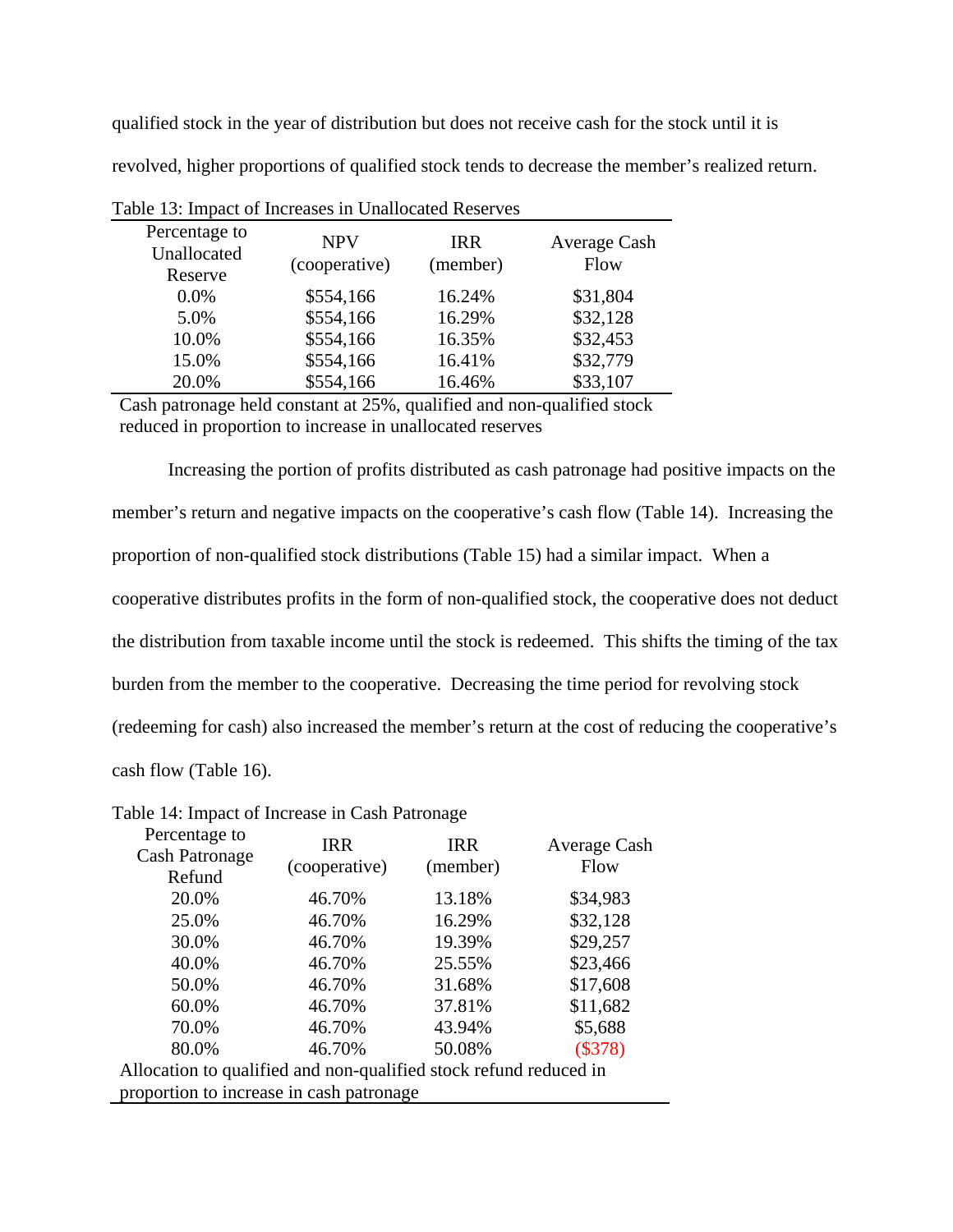qualified stock in the year of distribution but does not receive cash for the stock until it is revolved, higher proportions of qualified stock tends to decrease the member's realized return.

Table 13: Impact of Increases in Unallocated Reserves

| Percentage to Unallocated Reserve | NPV (cooperative) | IRR (member) | Average Cash Flow |
|---|---|---|---|
| 0.0% | $554,166 | 16.24% | $31,804 |
| 5.0% | $554,166 | 16.29% | $32,128 |
| 10.0% | $554,166 | 16.35% | $32,453 |
| 15.0% | $554,166 | 16.41% | $32,779 |
| 20.0% | $554,166 | 16.46% | $33,107 |

Cash patronage held constant at 25%, qualified and non-qualified stock reduced in proportion to increase in unallocated reserves

Increasing the portion of profits distributed as cash patronage had positive impacts on the member's return and negative impacts on the cooperative's cash flow (Table 14). Increasing the proportion of non-qualified stock distributions (Table 15) had a similar impact. When a cooperative distributes profits in the form of non-qualified stock, the cooperative does not deduct the distribution from taxable income until the stock is redeemed. This shifts the timing of the tax burden from the member to the cooperative. Decreasing the time period for revolving stock (redeeming for cash) also increased the member's return at the cost of reducing the cooperative's cash flow (Table 16).

Table 14: Impact of Increase in Cash Patronage

| Percentage to Cash Patronage Refund | IRR (cooperative) | IRR (member) | Average Cash Flow |
|---|---|---|---|
| 20.0% | 46.70% | 13.18% | $34,983 |
| 25.0% | 46.70% | 16.29% | $32,128 |
| 30.0% | 46.70% | 19.39% | $29,257 |
| 40.0% | 46.70% | 25.55% | $23,466 |
| 50.0% | 46.70% | 31.68% | $17,608 |
| 60.0% | 46.70% | 37.81% | $11,682 |
| 70.0% | 46.70% | 43.94% | $5,688 |
| 80.0% | 46.70% | 50.08% | ($378) |

Allocation to qualified and non-qualified stock refund reduced in proportion to increase in cash patronage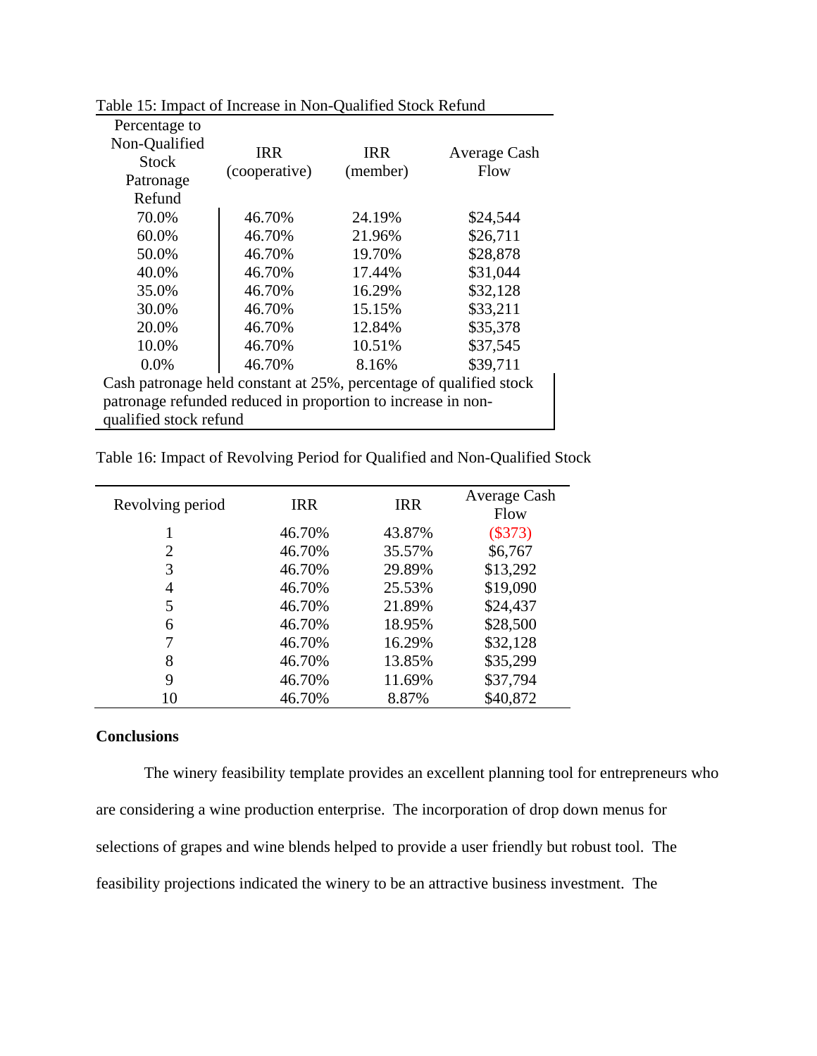Table 15: Impact of Increase in Non-Qualified Stock Refund

| Percentage to Non-Qualified Stock Patronage Refund | IRR (cooperative) | IRR (member) | Average Cash Flow |
|---|---|---|---|
| 70.0% | 46.70% | 24.19% | $24,544 |
| 60.0% | 46.70% | 21.96% | $26,711 |
| 50.0% | 46.70% | 19.70% | $28,878 |
| 40.0% | 46.70% | 17.44% | $31,044 |
| 35.0% | 46.70% | 16.29% | $32,128 |
| 30.0% | 46.70% | 15.15% | $33,211 |
| 20.0% | 46.70% | 12.84% | $35,378 |
| 10.0% | 46.70% | 10.51% | $37,545 |
| 0.0% | 46.70% | 8.16% | $39,711 |

Cash patronage held constant at 25%, percentage of qualified stock patronage refunded reduced in proportion to increase in non-qualified stock refund

Table 16: Impact of Revolving Period for Qualified and Non-Qualified Stock

| Revolving period | IRR | IRR | Average Cash Flow |
|---|---|---|---|
| 1 | 46.70% | 43.87% | ($373) |
| 2 | 46.70% | 35.57% | $6,767 |
| 3 | 46.70% | 29.89% | $13,292 |
| 4 | 46.70% | 25.53% | $19,090 |
| 5 | 46.70% | 21.89% | $24,437 |
| 6 | 46.70% | 18.95% | $28,500 |
| 7 | 46.70% | 16.29% | $32,128 |
| 8 | 46.70% | 13.85% | $35,299 |
| 9 | 46.70% | 11.69% | $37,794 |
| 10 | 46.70% | 8.87% | $40,872 |

**Conclusions**

The winery feasibility template provides an excellent planning tool for entrepreneurs who are considering a wine production enterprise. The incorporation of drop down menus for selections of grapes and wine blends helped to provide a user friendly but robust tool. The feasibility projections indicated the winery to be an attractive business investment. The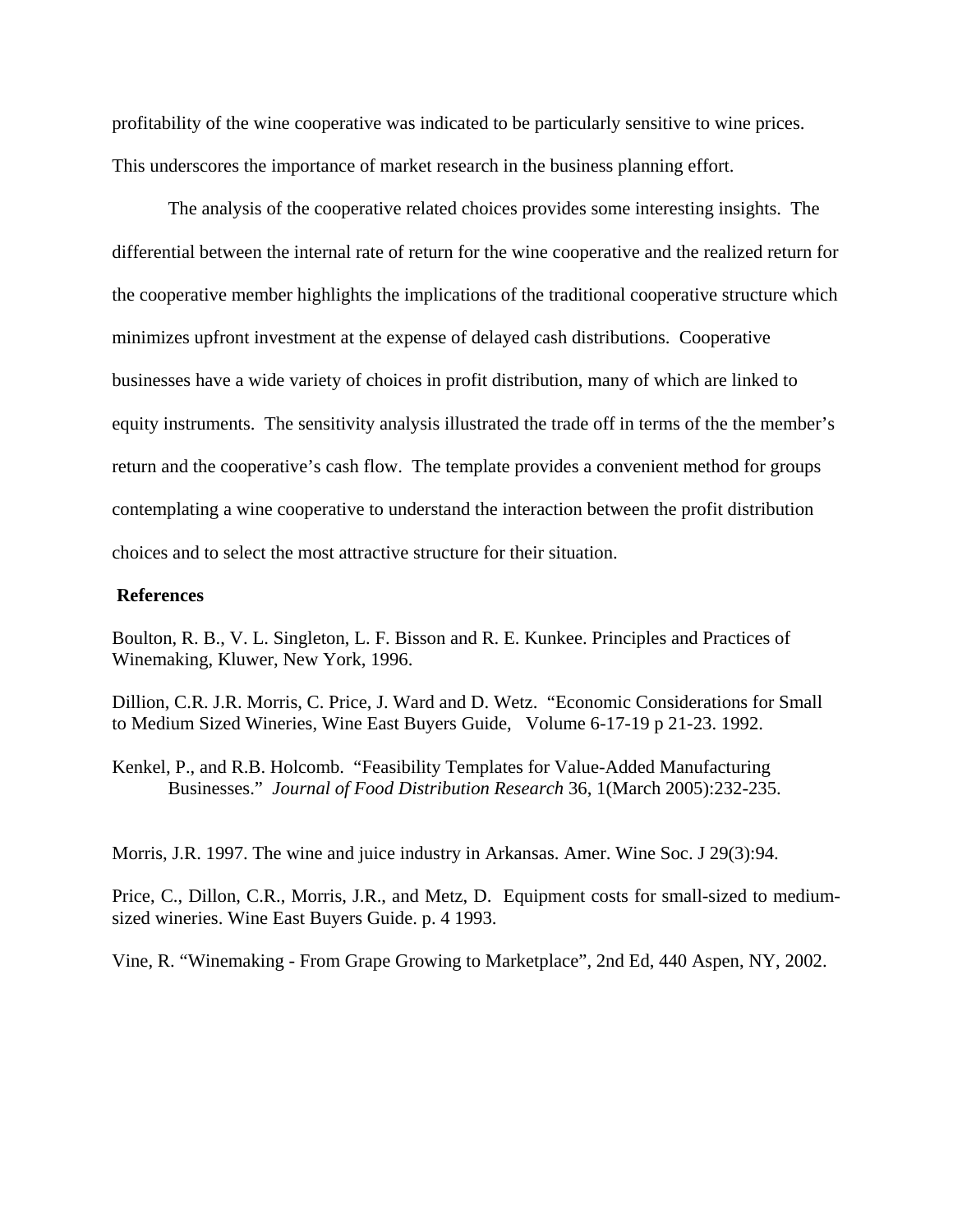profitability of the wine cooperative was indicated to be particularly sensitive to wine prices. This underscores the importance of market research in the business planning effort.

The analysis of the cooperative related choices provides some interesting insights. The differential between the internal rate of return for the wine cooperative and the realized return for the cooperative member highlights the implications of the traditional cooperative structure which minimizes upfront investment at the expense of delayed cash distributions. Cooperative businesses have a wide variety of choices in profit distribution, many of which are linked to equity instruments. The sensitivity analysis illustrated the trade off in terms of the the member's return and the cooperative's cash flow. The template provides a convenient method for groups contemplating a wine cooperative to understand the interaction between the profit distribution choices and to select the most attractive structure for their situation.

## References

Boulton, R. B., V. L. Singleton, L. F. Bisson and R. E. Kunkee. Principles and Practices of Winemaking, Kluwer, New York, 1996.

Dillion, C.R. J.R. Morris, C. Price, J. Ward and D. Wetz. "Economic Considerations for Small to Medium Sized Wineries, Wine East Buyers Guide, Volume 6-17-19 p 21-23. 1992.

Kenkel, P., and R.B. Holcomb. "Feasibility Templates for Value-Added Manufacturing Businesses." *Journal of Food Distribution Research* 36, 1(March 2005):232-235.

Morris, J.R. 1997. The wine and juice industry in Arkansas. Amer. Wine Soc. J 29(3):94.

Price, C., Dillon, C.R., Morris, J.R., and Metz, D. Equipment costs for small-sized to medium-sized wineries. Wine East Buyers Guide. p. 4 1993.

Vine, R. "Winemaking - From Grape Growing to Marketplace", 2nd Ed, 440 Aspen, NY, 2002.